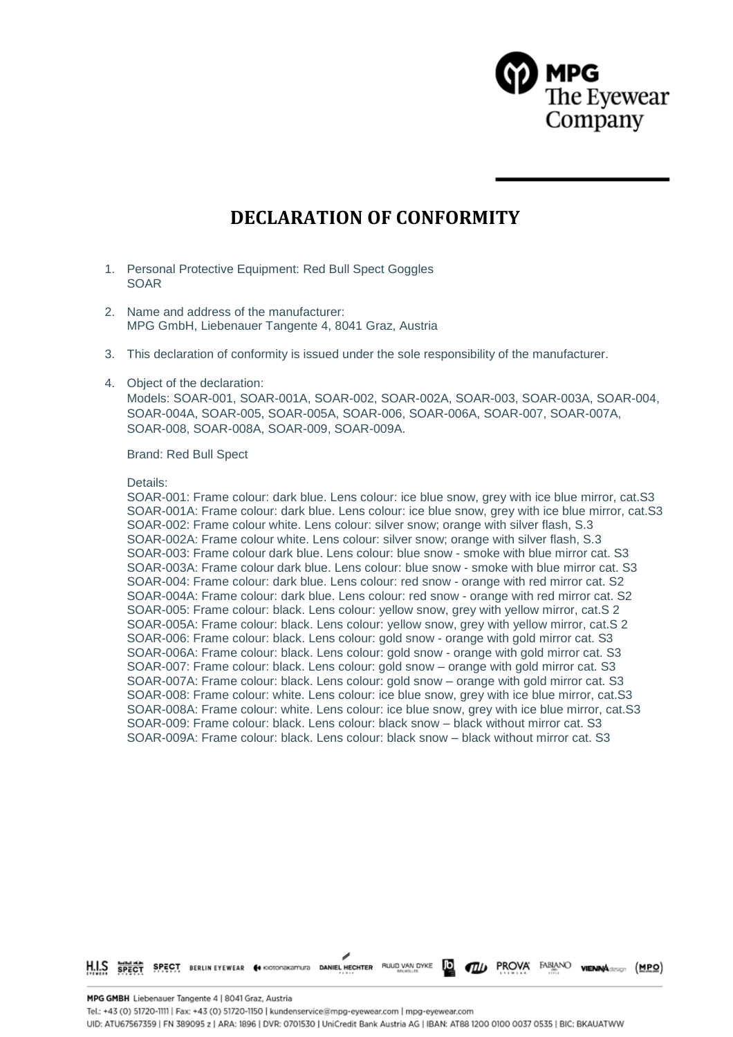# DECLARATION OF CONFORMITY

1. Personal Protective Equipment: Red Bull Spect Goggles
   SOAR

2. Name and address of the manufacturer:
   MPG GmbH, Liebenauer Tangente 4, 8041 Graz, Austria

3. This declaration of conformity is issued under the sole responsibility of the manufacturer.

4. Object of the declaration:
   Models: SOAR-001, SOAR-001A, SOAR-002, SOAR-002A, SOAR-003, SOAR-003A, SOAR-004, SOAR-004A, SOAR-005, SOAR-005A, SOAR-006, SOAR-006A, SOAR-007, SOAR-007A, SOAR-008, SOAR-008A, SOAR-009, SOAR-009A.

   Brand: Red Bull Spect

   Details:
   SOAR-001: Frame colour: dark blue. Lens colour: ice blue snow, grey with ice blue mirror, cat.S3
   SOAR-001A: Frame colour: dark blue. Lens colour: ice blue snow, grey with ice blue mirror, cat.S3
   SOAR-002: Frame colour white. Lens colour: silver snow; orange with silver flash, S.3
   SOAR-002A: Frame colour white. Lens colour: silver snow; orange with silver flash, S.3
   SOAR-003: Frame colour dark blue. Lens colour: blue snow - smoke with blue mirror cat. S3
   SOAR-003A: Frame colour dark blue. Lens colour: blue snow - smoke with blue mirror cat. S3
   SOAR-004: Frame colour: dark blue. Lens colour: red snow - orange with red mirror cat. S2
   SOAR-004A: Frame colour: dark blue. Lens colour: red snow - orange with red mirror cat. S2
   SOAR-005: Frame colour: black. Lens colour: yellow snow, grey with yellow mirror, cat.S 2
   SOAR-005A: Frame colour: black. Lens colour: yellow snow, grey with yellow mirror, cat.S 2
   SOAR-006: Frame colour: black. Lens colour: gold snow - orange with gold mirror cat. S3
   SOAR-006A: Frame colour: black. Lens colour: gold snow - orange with gold mirror cat. S3
   SOAR-007: Frame colour: black. Lens colour: gold snow – orange with gold mirror cat. S3
   SOAR-007A: Frame colour: black. Lens colour: gold snow – orange with gold mirror cat. S3
   SOAR-008: Frame colour: white. Lens colour: ice blue snow, grey with ice blue mirror, cat.S3
   SOAR-008A: Frame colour: white. Lens colour: ice blue snow, grey with ice blue mirror, cat.S3
   SOAR-009: Frame colour: black. Lens colour: black snow – black without mirror cat. S3
   SOAR-009A: Frame colour: black. Lens colour: black snow – black without mirror cat. S3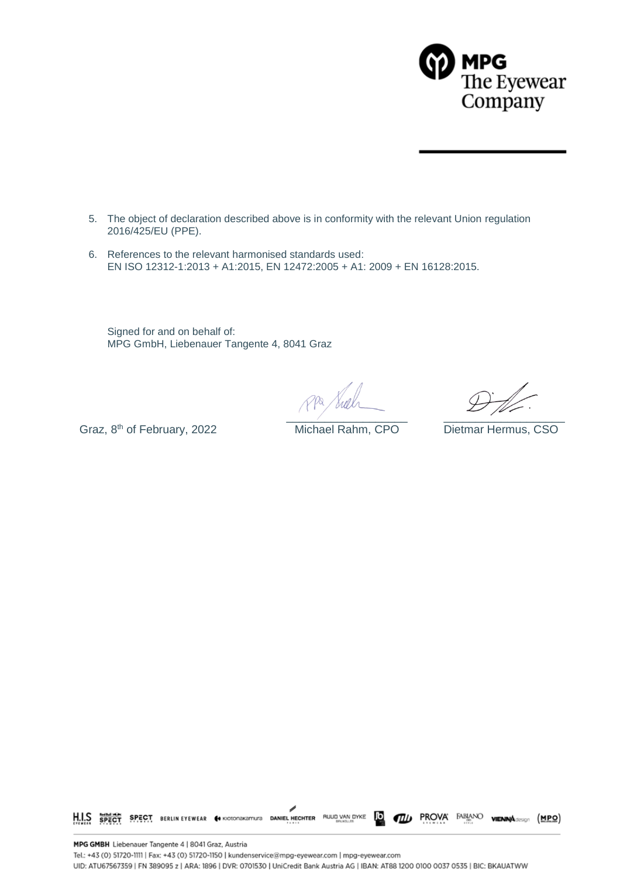5. The object of declaration described above is in conformity with the relevant Union regulation 2016/425/EU (PPE).

6. References to the relevant harmonised standards used:
   EN ISO 12312-1:2013 + A1:2015, EN 12472:2005 + A1: 2009 + EN 16128:2015.

Signed for and on behalf of:
MPG GmbH, Liebenauer Tangente 4, 8041 Graz

Graz, 8th of February, 2022

Michael Rahm, CPO

Dietmar Hermus, CSO